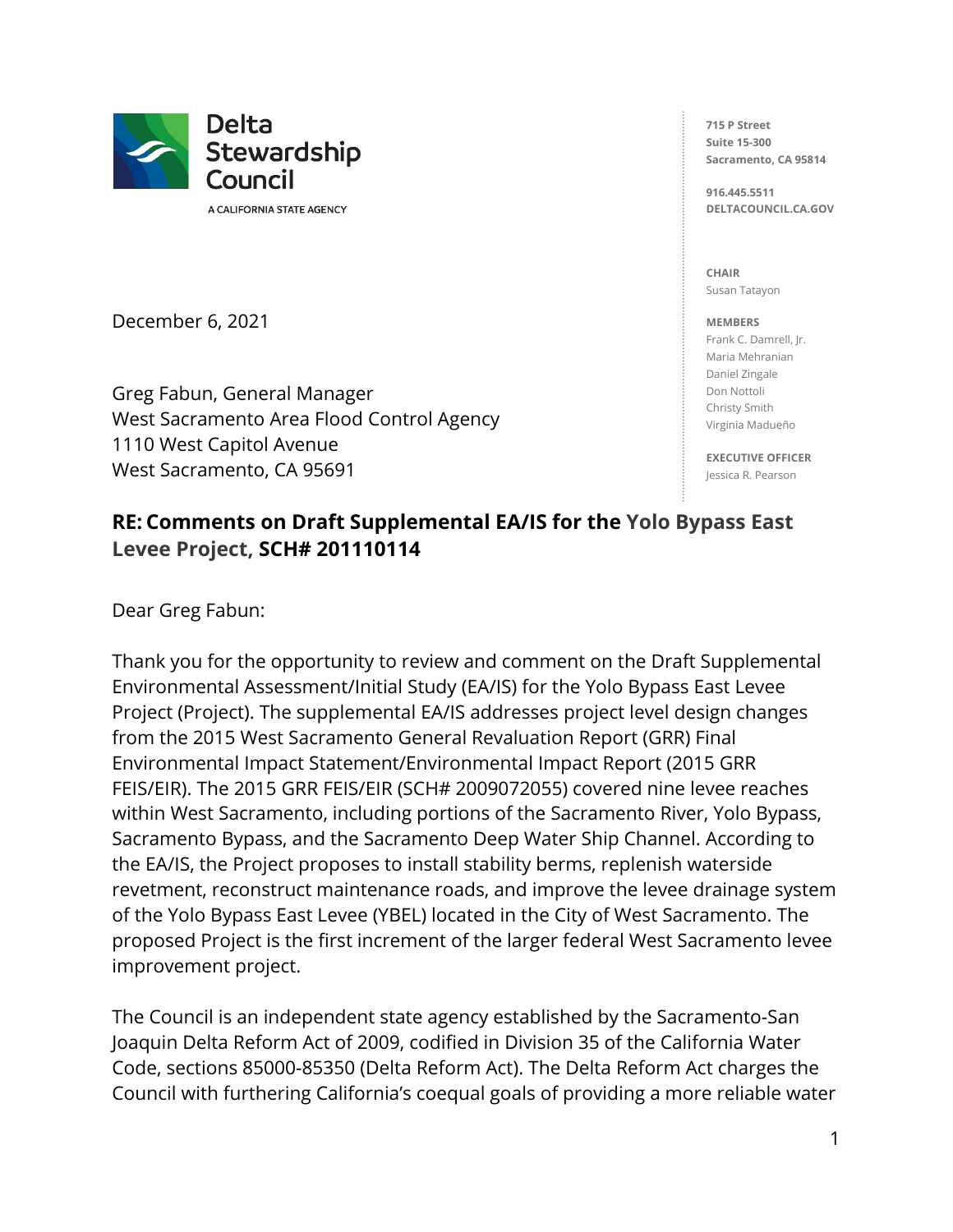Delta Stewardship Council

A CALIFORNIA STATE AGENCY

715 P Street
Suite 15-300
Sacramento, CA 95814

916.445.5511
DELTACOUNCIL.CA.GOV

**CHAIR**
Susan Tatayon

**MEMBERS**
Frank C. Damrell, Jr.
Maria Mehranian
Daniel Zingale
Don Nottoli
Christy Smith
Virginia Madueño

**EXECUTIVE OFFICER**
Jessica R. Pearson

December 6, 2021

Greg Fabun, General Manager
West Sacramento Area Flood Control Agency
1110 West Capitol Avenue
West Sacramento, CA 95691

**RE: Comments on Draft Supplemental EA/IS for the Yolo Bypass East Levee Project, SCH# 201110114**

Dear Greg Fabun:

Thank you for the opportunity to review and comment on the Draft Supplemental Environmental Assessment/Initial Study (EA/IS) for the Yolo Bypass East Levee Project (Project). The supplemental EA/IS addresses project level design changes from the 2015 West Sacramento General Revaluation Report (GRR) Final Environmental Impact Statement/Environmental Impact Report (2015 GRR FEIS/EIR). The 2015 GRR FEIS/EIR (SCH# 2009072055) covered nine levee reaches within West Sacramento, including portions of the Sacramento River, Yolo Bypass, Sacramento Bypass, and the Sacramento Deep Water Ship Channel. According to the EA/IS, the Project proposes to install stability berms, replenish waterside revetment, reconstruct maintenance roads, and improve the levee drainage system of the Yolo Bypass East Levee (YBEL) located in the City of West Sacramento. The proposed Project is the first increment of the larger federal West Sacramento levee improvement project.

The Council is an independent state agency established by the Sacramento-San Joaquin Delta Reform Act of 2009, codified in Division 35 of the California Water Code, sections 85000-85350 (Delta Reform Act). The Delta Reform Act charges the Council with furthering California's coequal goals of providing a more reliable water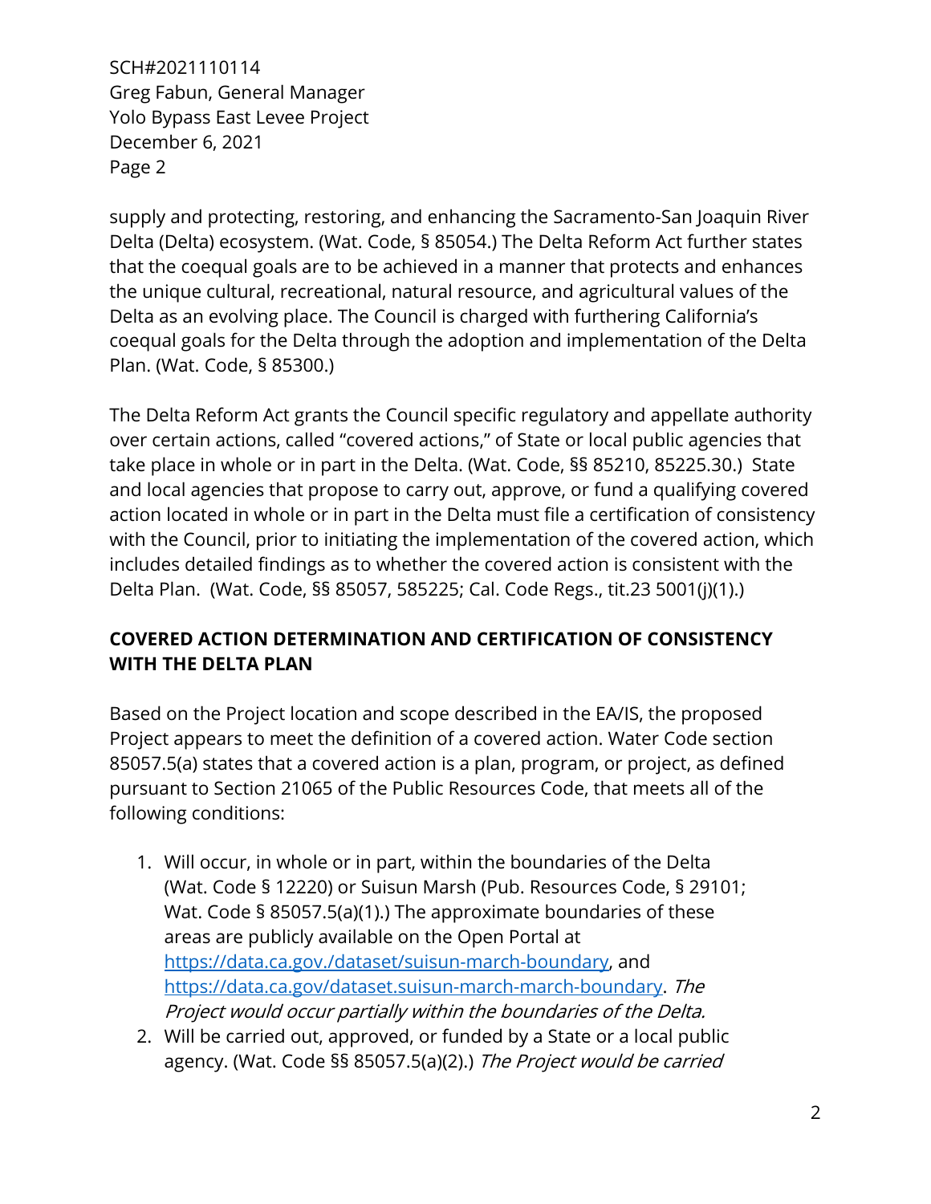supply and protecting, restoring, and enhancing the Sacramento-San Joaquin River Delta (Delta) ecosystem. (Wat. Code, § 85054.) The Delta Reform Act further states that the coequal goals are to be achieved in a manner that protects and enhances the unique cultural, recreational, natural resource, and agricultural values of the Delta as an evolving place. The Council is charged with furthering California's coequal goals for the Delta through the adoption and implementation of the Delta Plan. (Wat. Code, § 85300.)

The Delta Reform Act grants the Council specific regulatory and appellate authority over certain actions, called "covered actions," of State or local public agencies that take place in whole or in part in the Delta. (Wat. Code, §§ 85210, 85225.30.) State and local agencies that propose to carry out, approve, or fund a qualifying covered action located in whole or in part in the Delta must file a certification of consistency with the Council, prior to initiating the implementation of the covered action, which includes detailed findings as to whether the covered action is consistent with the Delta Plan. (Wat. Code, §§ 85057, 585225; Cal. Code Regs., tit.23 5001(j)(1).)

## COVERED ACTION DETERMINATION AND CERTIFICATION OF CONSISTENCY WITH THE DELTA PLAN

Based on the Project location and scope described in the EA/IS, the proposed Project appears to meet the definition of a covered action. Water Code section 85057.5(a) states that a covered action is a plan, program, or project, as defined pursuant to Section 21065 of the Public Resources Code, that meets all of the following conditions:

1. Will occur, in whole or in part, within the boundaries of the Delta (Wat. Code § 12220) or Suisun Marsh (Pub. Resources Code, § 29101; Wat. Code § 85057.5(a)(1).) The approximate boundaries of these areas are publicly available on the Open Portal at https://data.ca.gov./dataset/suisun-march-boundary, and https://data.ca.gov/dataset.suisun-march-march-boundary. *The Project would occur partially within the boundaries of the Delta.*
2. Will be carried out, approved, or funded by a State or a local public agency. (Wat. Code §§ 85057.5(a)(2).) *The Project would be carried*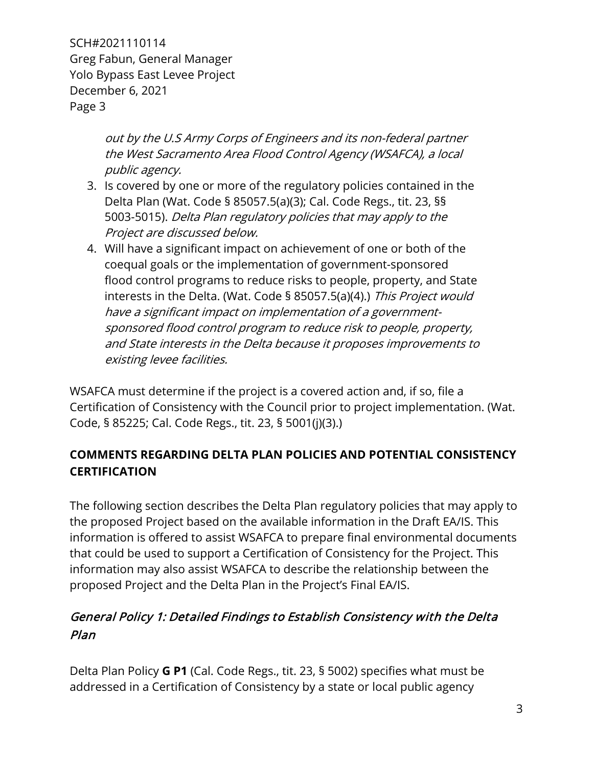out by the U.S Army Corps of Engineers and its non-federal partner the West Sacramento Area Flood Control Agency (WSAFCA), a local public agency.*

3. Is covered by one or more of the regulatory policies contained in the Delta Plan (Wat. Code § 85057.5(a)(3); Cal. Code Regs., tit. 23, §§ 5003-5015). *Delta Plan regulatory policies that may apply to the Project are discussed below.*
4. Will have a significant impact on achievement of one or both of the coequal goals or the implementation of government-sponsored flood control programs to reduce risks to people, property, and State interests in the Delta. (Wat. Code § 85057.5(a)(4).) *This Project would have a significant impact on implementation of a government-sponsored flood control program to reduce risk to people, property, and State interests in the Delta because it proposes improvements to existing levee facilities.*

WSAFCA must determine if the project is a covered action and, if so, file a Certification of Consistency with the Council prior to project implementation. (Wat. Code, § 85225; Cal. Code Regs., tit. 23, § 5001(j)(3).)

## COMMENTS REGARDING DELTA PLAN POLICIES AND POTENTIAL CONSISTENCY CERTIFICATION

The following section describes the Delta Plan regulatory policies that may apply to the proposed Project based on the available information in the Draft EA/IS. This information is offered to assist WSAFCA to prepare final environmental documents that could be used to support a Certification of Consistency for the Project. This information may also assist WSAFCA to describe the relationship between the proposed Project and the Delta Plan in the Project's Final EA/IS.

### *General Policy 1: Detailed Findings to Establish Consistency with the Delta Plan*

Delta Plan Policy **G P1** (Cal. Code Regs., tit. 23, § 5002) specifies what must be addressed in a Certification of Consistency by a state or local public agency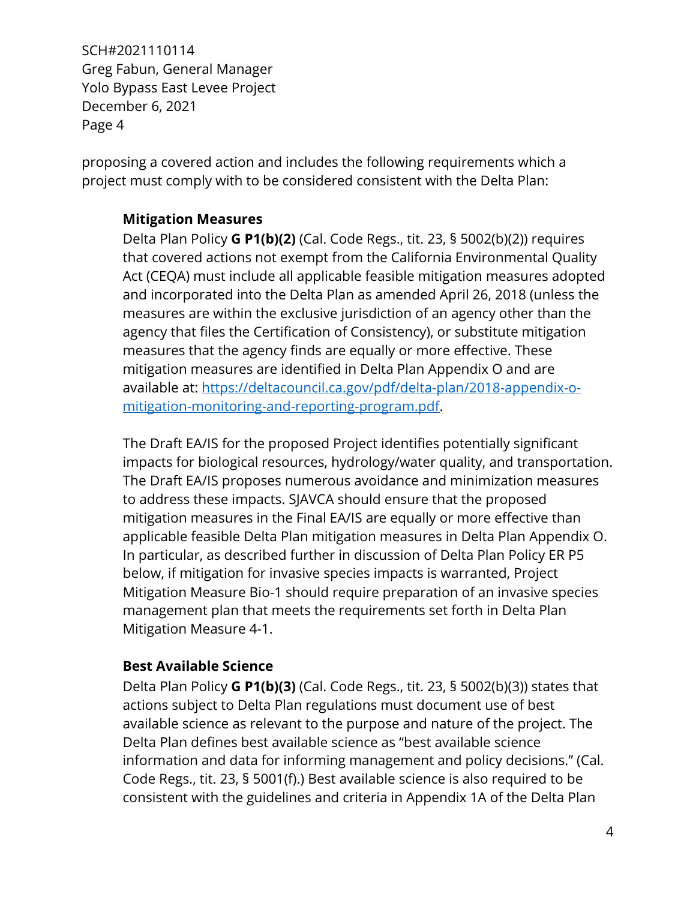proposing a covered action and includes the following requirements which a project must comply with to be considered consistent with the Delta Plan:

**Mitigation Measures**

Delta Plan Policy **G P1(b)(2)** (Cal. Code Regs., tit. 23, § 5002(b)(2)) requires that covered actions not exempt from the California Environmental Quality Act (CEQA) must include all applicable feasible mitigation measures adopted and incorporated into the Delta Plan as amended April 26, 2018 (unless the measures are within the exclusive jurisdiction of an agency other than the agency that files the Certification of Consistency), or substitute mitigation measures that the agency finds are equally or more effective. These mitigation measures are identified in Delta Plan Appendix O and are available at: [https://deltacouncil.ca.gov/pdf/delta-plan/2018-appendix-o-mitigation-monitoring-and-reporting-program.pdf](https://deltacouncil.ca.gov/pdf/delta-plan/2018-appendix-o-mitigation-monitoring-and-reporting-program.pdf).

The Draft EA/IS for the proposed Project identifies potentially significant impacts for biological resources, hydrology/water quality, and transportation. The Draft EA/IS proposes numerous avoidance and minimization measures to address these impacts. SJAVCA should ensure that the proposed mitigation measures in the Final EA/IS are equally or more effective than applicable feasible Delta Plan mitigation measures in Delta Plan Appendix O. In particular, as described further in discussion of Delta Plan Policy ER P5 below, if mitigation for invasive species impacts is warranted, Project Mitigation Measure Bio-1 should require preparation of an invasive species management plan that meets the requirements set forth in Delta Plan Mitigation Measure 4-1.

**Best Available Science**

Delta Plan Policy **G P1(b)(3)** (Cal. Code Regs., tit. 23, § 5002(b)(3)) states that actions subject to Delta Plan regulations must document use of best available science as relevant to the purpose and nature of the project. The Delta Plan defines best available science as "best available science information and data for informing management and policy decisions." (Cal. Code Regs., tit. 23, § 5001(f).) Best available science is also required to be consistent with the guidelines and criteria in Appendix 1A of the Delta Plan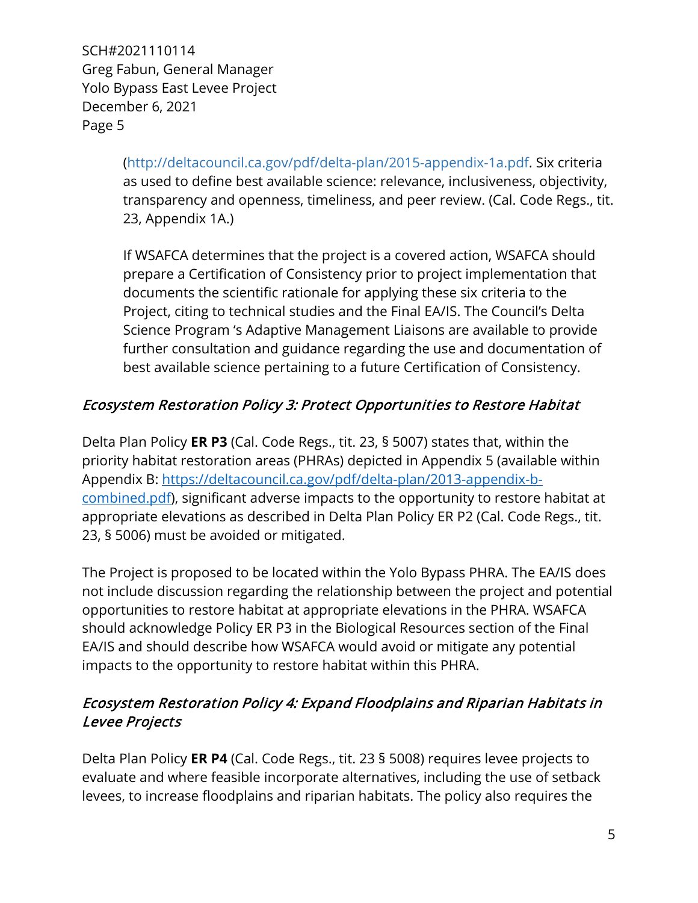(http://deltacouncil.ca.gov/pdf/delta-plan/2015-appendix-1a.pdf. Six criteria as used to define best available science: relevance, inclusiveness, objectivity, transparency and openness, timeliness, and peer review. (Cal. Code Regs., tit. 23, Appendix 1A.)

If WSAFCA determines that the project is a covered action, WSAFCA should prepare a Certification of Consistency prior to project implementation that documents the scientific rationale for applying these six criteria to the Project, citing to technical studies and the Final EA/IS. The Council's Delta Science Program 's Adaptive Management Liaisons are available to provide further consultation and guidance regarding the use and documentation of best available science pertaining to a future Certification of Consistency.

### *Ecosystem Restoration Policy 3: Protect Opportunities to Restore Habitat*

Delta Plan Policy **ER P3** (Cal. Code Regs., tit. 23, § 5007) states that, within the priority habitat restoration areas (PHRAs) depicted in Appendix 5 (available within Appendix B: [https://deltacouncil.ca.gov/pdf/delta-plan/2013-appendix-b-combined.pdf](https://deltacouncil.ca.gov/pdf/delta-plan/2013-appendix-b-combined.pdf)), significant adverse impacts to the opportunity to restore habitat at appropriate elevations as described in Delta Plan Policy ER P2 (Cal. Code Regs., tit. 23, § 5006) must be avoided or mitigated.

The Project is proposed to be located within the Yolo Bypass PHRA. The EA/IS does not include discussion regarding the relationship between the project and potential opportunities to restore habitat at appropriate elevations in the PHRA. WSAFCA should acknowledge Policy ER P3 in the Biological Resources section of the Final EA/IS and should describe how WSAFCA would avoid or mitigate any potential impacts to the opportunity to restore habitat within this PHRA.

### *Ecosystem Restoration Policy 4: Expand Floodplains and Riparian Habitats in Levee Projects*

Delta Plan Policy **ER P4** (Cal. Code Regs., tit. 23 § 5008) requires levee projects to evaluate and where feasible incorporate alternatives, including the use of setback levees, to increase floodplains and riparian habitats. The policy also requires the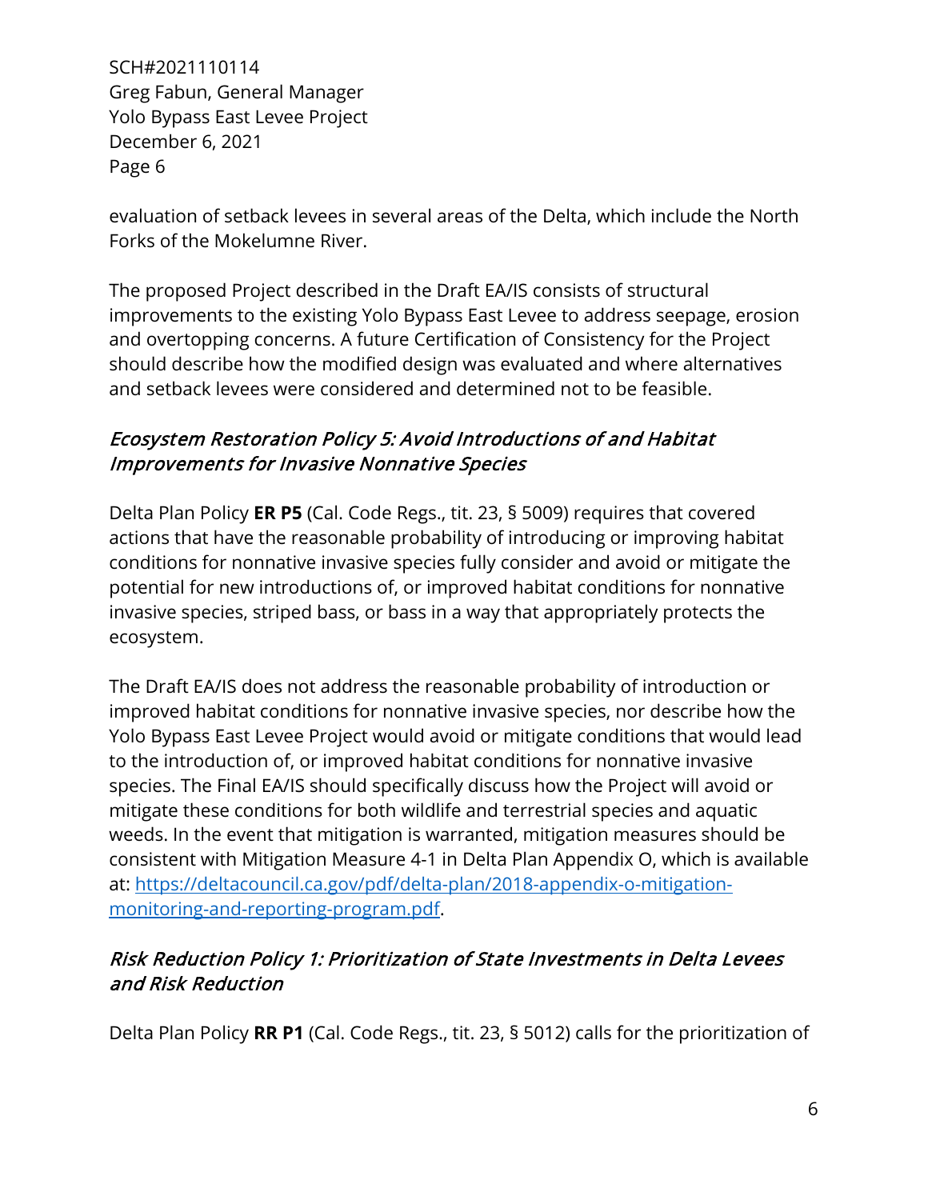evaluation of setback levees in several areas of the Delta, which include the North Forks of the Mokelumne River.

The proposed Project described in the Draft EA/IS consists of structural improvements to the existing Yolo Bypass East Levee to address seepage, erosion and overtopping concerns. A future Certification of Consistency for the Project should describe how the modified design was evaluated and where alternatives and setback levees were considered and determined not to be feasible.

### *Ecosystem Restoration Policy 5: Avoid Introductions of and Habitat Improvements for Invasive Nonnative Species*

Delta Plan Policy **ER P5** (Cal. Code Regs., tit. 23, § 5009) requires that covered actions that have the reasonable probability of introducing or improving habitat conditions for nonnative invasive species fully consider and avoid or mitigate the potential for new introductions of, or improved habitat conditions for nonnative invasive species, striped bass, or bass in a way that appropriately protects the ecosystem.

The Draft EA/IS does not address the reasonable probability of introduction or improved habitat conditions for nonnative invasive species, nor describe how the Yolo Bypass East Levee Project would avoid or mitigate conditions that would lead to the introduction of, or improved habitat conditions for nonnative invasive species. The Final EA/IS should specifically discuss how the Project will avoid or mitigate these conditions for both wildlife and terrestrial species and aquatic weeds. In the event that mitigation is warranted, mitigation measures should be consistent with Mitigation Measure 4-1 in Delta Plan Appendix O, which is available at: [https://deltacouncil.ca.gov/pdf/delta-plan/2018-appendix-o-mitigation-monitoring-and-reporting-program.pdf](https://deltacouncil.ca.gov/pdf/delta-plan/2018-appendix-o-mitigation-monitoring-and-reporting-program.pdf).

### *Risk Reduction Policy 1: Prioritization of State Investments in Delta Levees and Risk Reduction*

Delta Plan Policy **RR P1** (Cal. Code Regs., tit. 23, § 5012) calls for the prioritization of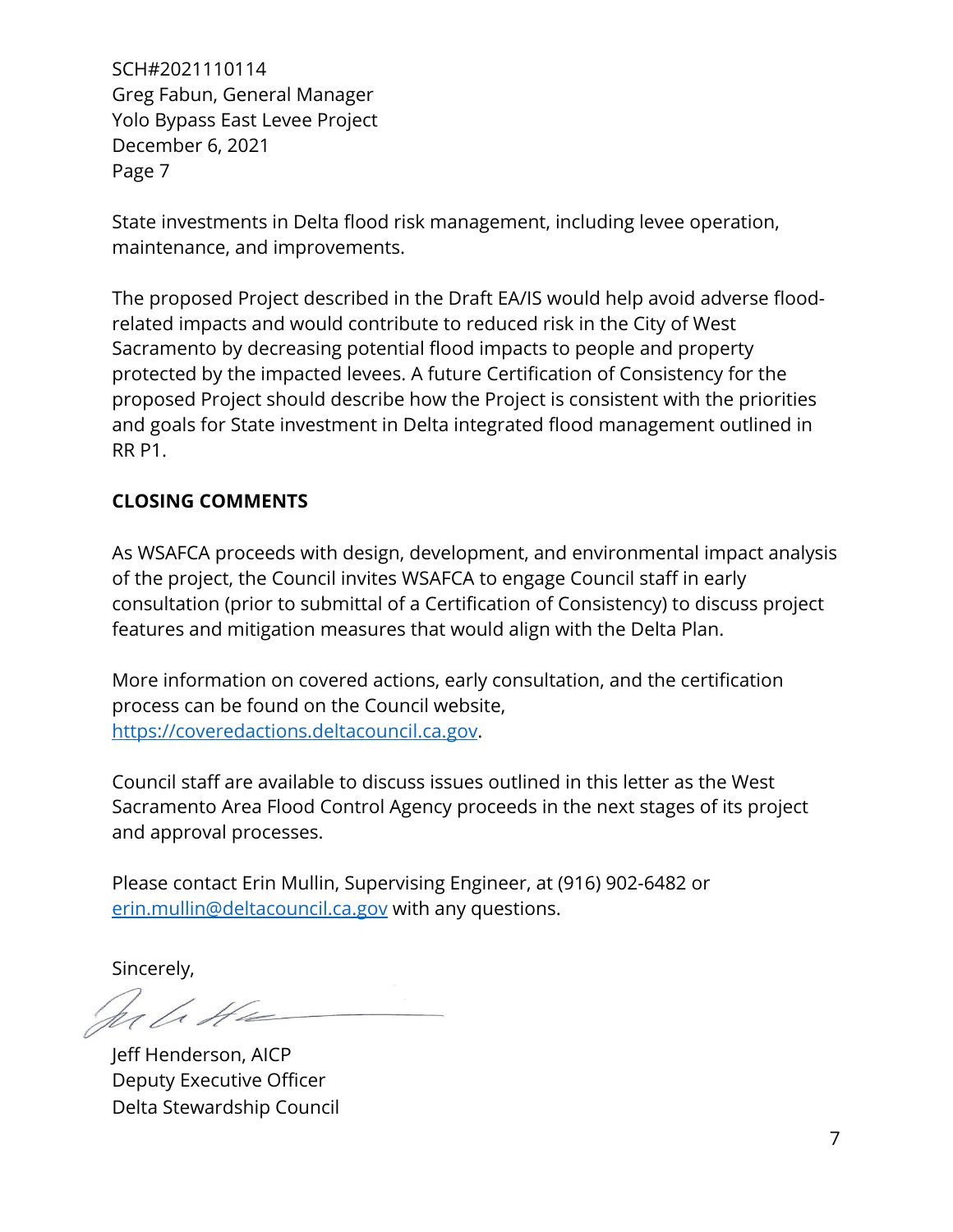State investments in Delta flood risk management, including levee operation, maintenance, and improvements.

The proposed Project described in the Draft EA/IS would help avoid adverse flood-related impacts and would contribute to reduced risk in the City of West Sacramento by decreasing potential flood impacts to people and property protected by the impacted levees. A future Certification of Consistency for the proposed Project should describe how the Project is consistent with the priorities and goals for State investment in Delta integrated flood management outlined in RR P1.

**CLOSING COMMENTS**

As WSAFCA proceeds with design, development, and environmental impact analysis of the project, the Council invites WSAFCA to engage Council staff in early consultation (prior to submittal of a Certification of Consistency) to discuss project features and mitigation measures that would align with the Delta Plan.

More information on covered actions, early consultation, and the certification process can be found on the Council website, [https://coveredactions.deltacouncil.ca.gov](https://coveredactions.deltacouncil.ca.gov).

Council staff are available to discuss issues outlined in this letter as the West Sacramento Area Flood Control Agency proceeds in the next stages of its project and approval processes.

Please contact Erin Mullin, Supervising Engineer, at (916) 902-6482 or [erin.mullin@deltacouncil.ca.gov](mailto:erin.mullin@deltacouncil.ca.gov) with any questions.

Sincerely,

Jeff Henderson, AICP
Deputy Executive Officer
Delta Stewardship Council